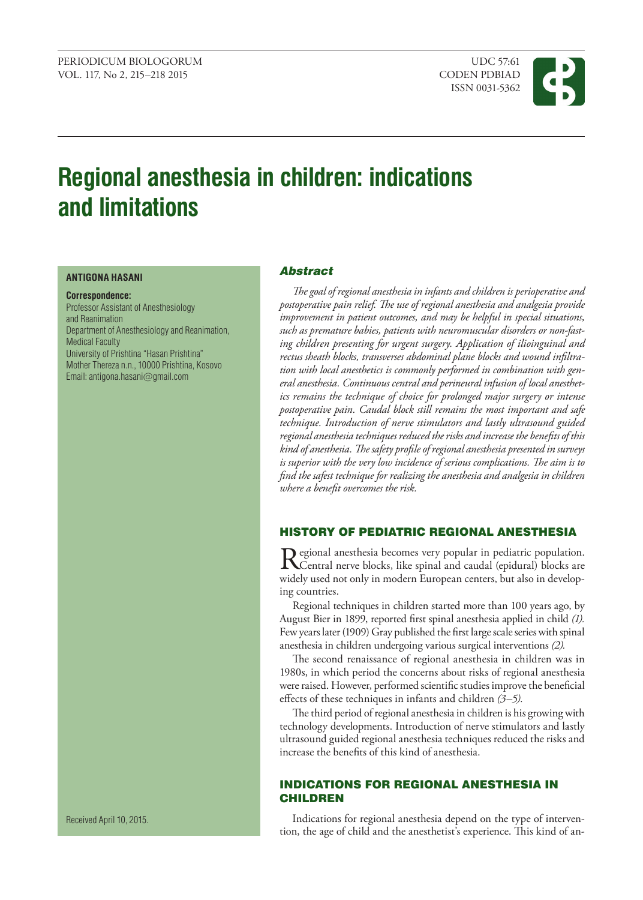# Regional anesthesia in children: indications and limitations

**ANTIGONA HASANI**

**Correspondence:**
Professor Assistant of Anesthesiology and Reanimation
Department of Anesthesiology and Reanimation, Medical Faculty
University of Prishtina "Hasan Prishtina"
Mother Thereza n.n., 10000 Prishtina, Kosovo
Email: antigona.hasani@gmail.com

Received April 10, 2015.

## *Abstract*

*The goal of regional anesthesia in infants and children is perioperative and postoperative pain relief. The use of regional anesthesia and analgesia provide improvement in patient outcomes, and may be helpful in special situations, such as premature babies, patients with neuromuscular disorders or non-fasting children presenting for urgent surgery. Application of ilioinguinal and rectus sheath blocks, transverses abdominal plane blocks and wound infiltration with local anesthetics is commonly performed in combination with general anesthesia. Continuous central and perineural infusion of local anesthetics remains the technique of choice for prolonged major surgery or intense postoperative pain. Caudal block still remains the most important and safe technique. Introduction of nerve stimulators and lastly ultrasound guided regional anesthesia techniques reduced the risks and increase the benefits of this kind of anesthesia. The safety profile of regional anesthesia presented in surveys is superior with the very low incidence of serious complications. The aim is to find the safest technique for realizing the anesthesia and analgesia in children where a benefit overcomes the risk.*

## HISTORY OF PEDIATRIC REGIONAL ANESTHESIA

Regional anesthesia becomes very popular in pediatric population. Central nerve blocks, like spinal and caudal (epidural) blocks are widely used not only in modern European centers, but also in developing countries.

Regional techniques in children started more than 100 years ago, by August Bier in 1899, reported first spinal anesthesia applied in child *(1).* Few years later (1909) Gray published the first large scale series with spinal anesthesia in children undergoing various surgical interventions *(2).*

The second renaissance of regional anesthesia in children was in 1980s, in which period the concerns about risks of regional anesthesia were raised. However, performed scientific studies improve the beneficial effects of these techniques in infants and children *(3–5).*

The third period of regional anesthesia in children is his growing with technology developments. Introduction of nerve stimulators and lastly ultrasound guided regional anesthesia techniques reduced the risks and increase the benefits of this kind of anesthesia.

## INDICATIONS FOR REGIONAL ANESTHESIA IN CHILDREN

Indications for regional anesthesia depend on the type of intervention, the age of child and the anesthetist's experience. This kind of an-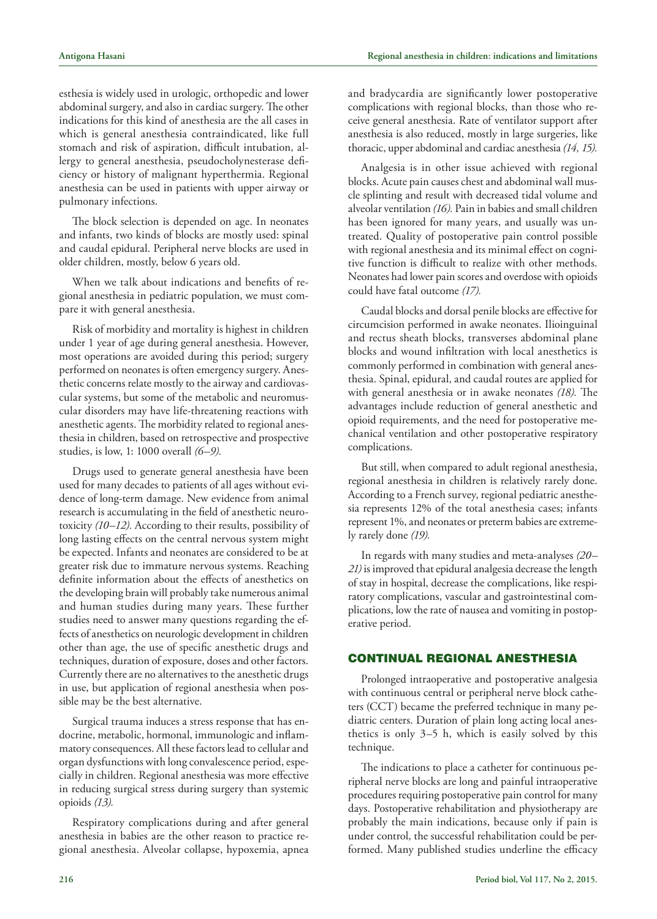esthesia is widely used in urologic, orthopedic and lower abdominal surgery, and also in cardiac surgery. The other indications for this kind of anesthesia are the all cases in which is general anesthesia contraindicated, like full stomach and risk of aspiration, difficult intubation, allergy to general anesthesia, pseudocholynesterase deficiency or history of malignant hyperthermia. Regional anesthesia can be used in patients with upper airway or pulmonary infections.

The block selection is depended on age. In neonates and infants, two kinds of blocks are mostly used: spinal and caudal epidural. Peripheral nerve blocks are used in older children, mostly, below 6 years old.

When we talk about indications and benefits of regional anesthesia in pediatric population, we must compare it with general anesthesia.

Risk of morbidity and mortality is highest in children under 1 year of age during general anesthesia. However, most operations are avoided during this period; surgery performed on neonates is often emergency surgery. Anesthetic concerns relate mostly to the airway and cardiovascular systems, but some of the metabolic and neuromuscular disorders may have life-threatening reactions with anesthetic agents. The morbidity related to regional anesthesia in children, based on retrospective and prospective studies, is low, 1: 1000 overall *(6–9).*

Drugs used to generate general anesthesia have been used for many decades to patients of all ages without evidence of long-term damage. New evidence from animal research is accumulating in the field of anesthetic neurotoxicity *(10–12).* According to their results, possibility of long lasting effects on the central nervous system might be expected. Infants and neonates are considered to be at greater risk due to immature nervous systems. Reaching definite information about the effects of anesthetics on the developing brain will probably take numerous animal and human studies during many years. These further studies need to answer many questions regarding the effects of anesthetics on neurologic development in children other than age, the use of specific anesthetic drugs and techniques, duration of exposure, doses and other factors. Currently there are no alternatives to the anesthetic drugs in use, but application of regional anesthesia when possible may be the best alternative.

Surgical trauma induces a stress response that has endocrine, metabolic, hormonal, immunologic and inflammatory consequences. All these factors lead to cellular and organ dysfunctions with long convalescence period, especially in children. Regional anesthesia was more effective in reducing surgical stress during surgery than systemic opioids *(13).*

Respiratory complications during and after general anesthesia in babies are the other reason to practice regional anesthesia. Alveolar collapse, hypoxemia, apnea and bradycardia are significantly lower postoperative complications with regional blocks, than those who receive general anesthesia. Rate of ventilator support after anesthesia is also reduced, mostly in large surgeries, like thoracic, upper abdominal and cardiac anesthesia *(14, 15).*

Analgesia is in other issue achieved with regional blocks. Acute pain causes chest and abdominal wall muscle splinting and result with decreased tidal volume and alveolar ventilation *(16).* Pain in babies and small children has been ignored for many years, and usually was untreated. Quality of postoperative pain control possible with regional anesthesia and its minimal effect on cognitive function is difficult to realize with other methods. Neonates had lower pain scores and overdose with opioids could have fatal outcome *(17).*

Caudal blocks and dorsal penile blocks are effective for circumcision performed in awake neonates. Ilioinguinal and rectus sheath blocks, transverses abdominal plane blocks and wound infiltration with local anesthetics is commonly performed in combination with general anesthesia. Spinal, epidural, and caudal routes are applied for with general anesthesia or in awake neonates *(18).* The advantages include reduction of general anesthetic and opioid requirements, and the need for postoperative mechanical ventilation and other postoperative respiratory complications.

But still, when compared to adult regional anesthesia, regional anesthesia in children is relatively rarely done. According to a French survey, regional pediatric anesthesia represents 12% of the total anesthesia cases; infants represent 1%, and neonates or preterm babies are extremely rarely done *(19).*

In regards with many studies and meta-analyses *(20–21)* is improved that epidural analgesia decrease the length of stay in hospital, decrease the complications, like respiratory complications, vascular and gastrointestinal complications, low the rate of nausea and vomiting in postoperative period.

## CONTINUAL REGIONAL ANESTHESIA

Prolonged intraoperative and postoperative analgesia with continuous central or peripheral nerve block catheters (CCT) became the preferred technique in many pediatric centers. Duration of plain long acting local anesthetics is only 3–5 h, which is easily solved by this technique.

The indications to place a catheter for continuous peripheral nerve blocks are long and painful intraoperative procedures requiring postoperative pain control for many days. Postoperative rehabilitation and physiotherapy are probably the main indications, because only if pain is under control, the successful rehabilitation could be performed. Many published studies underline the efficacy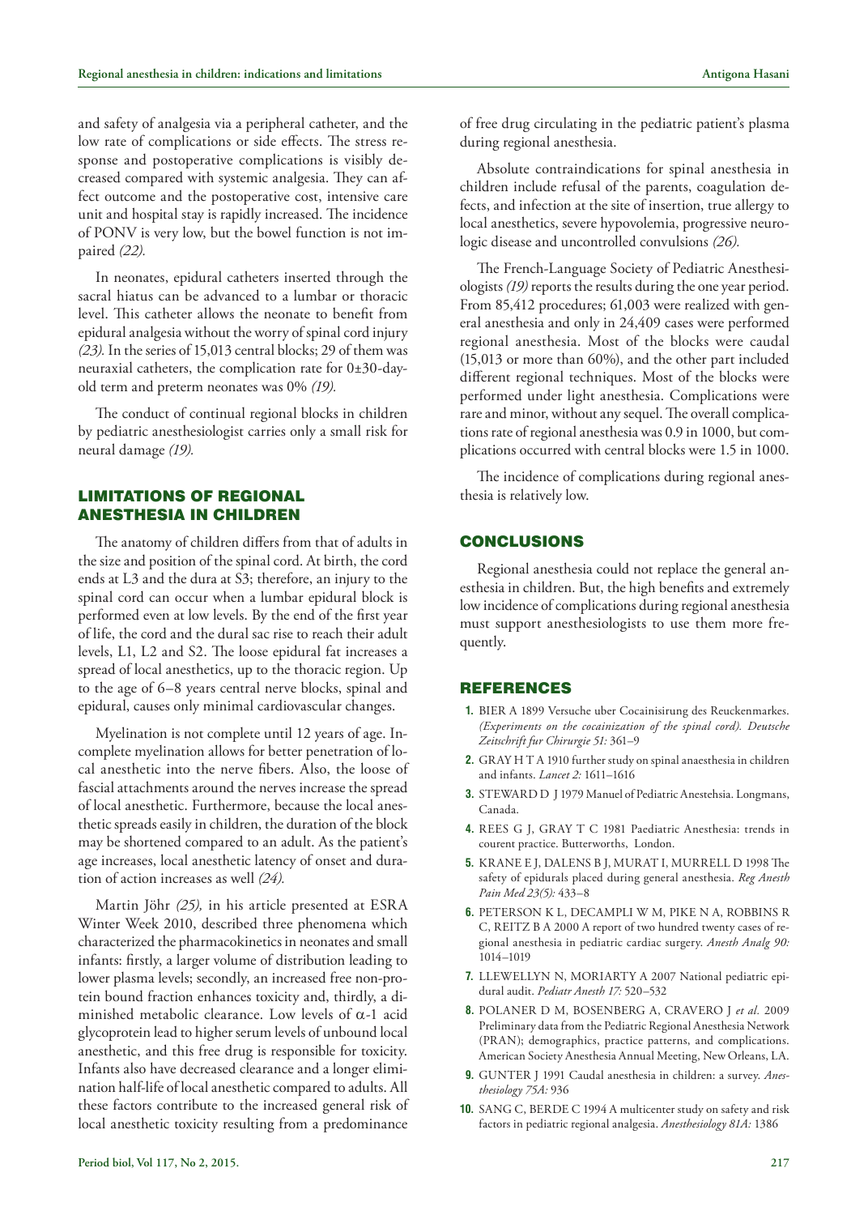and safety of analgesia via a peripheral catheter, and the low rate of complications or side effects. The stress response and postoperative complications is visibly decreased compared with systemic analgesia. They can affect outcome and the postoperative cost, intensive care unit and hospital stay is rapidly increased. The incidence of PONV is very low, but the bowel function is not impaired *(22).*

In neonates, epidural catheters inserted through the sacral hiatus can be advanced to a lumbar or thoracic level. This catheter allows the neonate to benefit from epidural analgesia without the worry of spinal cord injury *(23).* In the series of 15,013 central blocks; 29 of them was neuraxial catheters, the complication rate for 0±30-day-old term and preterm neonates was 0% *(19).*

The conduct of continual regional blocks in children by pediatric anesthesiologist carries only a small risk for neural damage *(19).*

## LIMITATIONS OF REGIONAL ANESTHESIA IN CHILDREN

The anatomy of children differs from that of adults in the size and position of the spinal cord. At birth, the cord ends at L3 and the dura at S3; therefore, an injury to the spinal cord can occur when a lumbar epidural block is performed even at low levels. By the end of the first year of life, the cord and the dural sac rise to reach their adult levels, L1, L2 and S2. The loose epidural fat increases a spread of local anesthetics, up to the thoracic region. Up to the age of 6–8 years central nerve blocks, spinal and epidural, causes only minimal cardiovascular changes.

Myelination is not complete until 12 years of age. Incomplete myelination allows for better penetration of local anesthetic into the nerve fibers. Also, the loose of fascial attachments around the nerves increase the spread of local anesthetic. Furthermore, because the local anesthetic spreads easily in children, the duration of the block may be shortened compared to an adult. As the patient's age increases, local anesthetic latency of onset and duration of action increases as well *(24).*

Martin Jöhr *(25),* in his article presented at ESRA Winter Week 2010, described three phenomena which characterized the pharmacokinetics in neonates and small infants: firstly, a larger volume of distribution leading to lower plasma levels; secondly, an increased free non-protein bound fraction enhances toxicity and, thirdly, a diminished metabolic clearance. Low levels of $\alpha$-1 acid glycoprotein lead to higher serum levels of unbound local anesthetic, and this free drug is responsible for toxicity. Infants also have decreased clearance and a longer elimination half-life of local anesthetic compared to adults. All these factors contribute to the increased general risk of local anesthetic toxicity resulting from a predominance of free drug circulating in the pediatric patient's plasma during regional anesthesia.

Absolute contraindications for spinal anesthesia in children include refusal of the parents, coagulation defects, and infection at the site of insertion, true allergy to local anesthetics, severe hypovolemia, progressive neurologic disease and uncontrolled convulsions *(26).*

The French-Language Society of Pediatric Anesthesiologists *(19)* reports the results during the one year period. From 85,412 procedures; 61,003 were realized with general anesthesia and only in 24,409 cases were performed regional anesthesia. Most of the blocks were caudal (15,013 or more than 60%), and the other part included different regional techniques. Most of the blocks were performed under light anesthesia. Complications were rare and minor, without any sequel. The overall complications rate of regional anesthesia was 0.9 in 1000, but complications occurred with central blocks were 1.5 in 1000.

The incidence of complications during regional anesthesia is relatively low.

## CONCLUSIONS

Regional anesthesia could not replace the general anesthesia in children. But, the high benefits and extremely low incidence of complications during regional anesthesia must support anesthesiologists to use them more frequently.

## REFERENCES

1. BIER A 1899 Versuche uber Cocainisirung des Reuckenmarkes. *(Experiments on the cocainization of the spinal cord). Deutsche Zeitschrift fur Chirurgie 51:* 361–9
2. GRAY H T A 1910 further study on spinal anaesthesia in children and infants. *Lancet 2:* 1611–1616
3. STEWARD D J 1979 Manuel of Pediatric Anestehsia. Longmans, Canada.
4. REES G J, GRAY T C 1981 Paediatric Anesthesia: trends in courent practice. Butterworths, London.
5. KRANE E J, DALENS B J, MURAT I, MURRELL D 1998 The safety of epidurals placed during general anesthesia. *Reg Anesth Pain Med 23(5):* 433–8
6. PETERSON K L, DECAMPLI W M, PIKE N A, ROBBINS R C, REITZ B A 2000 A report of two hundred twenty cases of regional anesthesia in pediatric cardiac surgery. *Anesth Analg 90:* 1014–1019
7. LLEWELLYN N, MORIARTY A 2007 National pediatric epidural audit. *Pediatr Anesth 17:* 520–532
8. POLANER D M, BOSENBERG A, CRAVERO J *et al.* 2009 Preliminary data from the Pediatric Regional Anesthesia Network (PRAN); demographics, practice patterns, and complications. American Society Anesthesia Annual Meeting, New Orleans, LA.
9. GUNTER J 1991 Caudal anesthesia in children: a survey. *Anesthesiology 75A:* 936
10. SANG C, BERDE C 1994 A multicenter study on safety and risk factors in pediatric regional analgesia. *Anesthesiology 81A:* 1386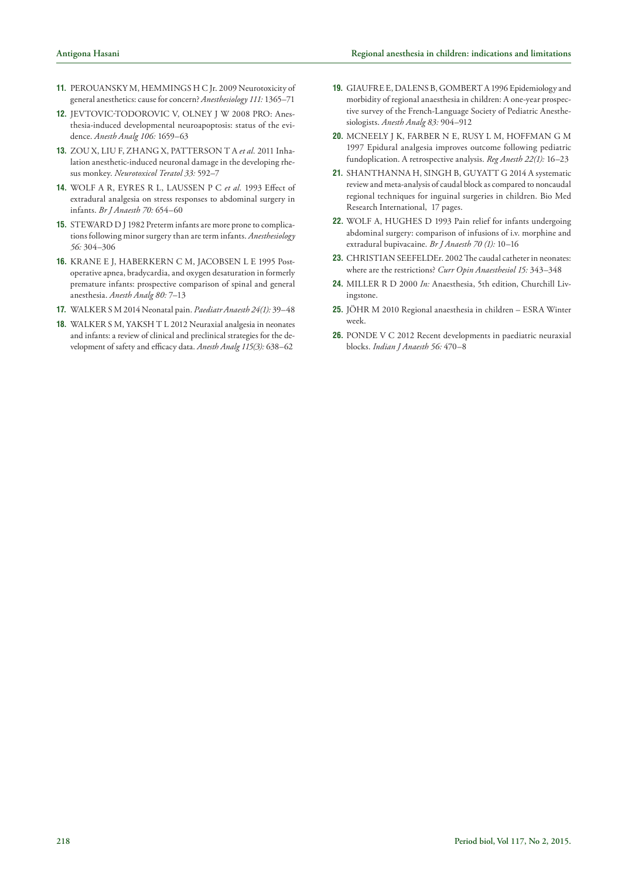11. PEROUANSKY M, HEMMINGS H C Jr. 2009 Neurotoxicity of general anesthetics: cause for concern? *Anesthesiology 111:* 1365–71
12. JEVTOVIC-TODOROVIC V, OLNEY J W 2008 PRO: Anesthesia-induced developmental neuroapoptosis: status of the evidence. *Anesth Analg 106:* 1659–63
13. ZOU X, LIU F, ZHANG X, PATTERSON T A *et al.* 2011 Inhalation anesthetic-induced neuronal damage in the developing rhesus monkey. *Neurotoxicol Teratol 33:* 592–7
14. WOLF A R, EYRES R L, LAUSSEN P C *et al.* 1993 Effect of extradural analgesia on stress responses to abdominal surgery in infants. *Br J Anaesth 70:* 654–60
15. STEWARD D J 1982 Preterm infants are more prone to complications following minor surgery than are term infants. *Anesthesiology 56:* 304–306
16. KRANE E J, HABERKERN C M, JACOBSEN L E 1995 Postoperative apnea, bradycardia, and oxygen desaturation in formerly premature infants: prospective comparison of spinal and general anesthesia. *Anesth Analg 80:* 7–13
17. WALKER S M 2014 Neonatal pain. *Paediatr Anaesth 24(1):* 39–48
18. WALKER S M, YAKSH T L 2012 Neuraxial analgesia in neonates and infants: a review of clinical and preclinical strategies for the development of safety and efficacy data. *Anesth Analg 115(3):* 638–62
19. GIAUFRE E, DALENS B, GOMBERT A 1996 Epidemiology and morbidity of regional anaesthesia in children: A one-year prospective survey of the French-Language Society of Pediatric Anesthesiologists. *Anesth Analg 83:* 904–912
20. MCNEELY J K, FARBER N E, RUSY L M, HOFFMAN G M 1997 Epidural analgesia improves outcome following pediatric fundoplication. A retrospective analysis. *Reg Anesth 22(1):* 16–23
21. SHANTHANNA H, SINGH B, GUYATT G 2014 A systematic review and meta-analysis of caudal block as compared to noncaudal regional techniques for inguinal surgeries in children. Bio Med Research International, 17 pages.
22. WOLF A, HUGHES D 1993 Pain relief for infants undergoing abdominal surgery: comparison of infusions of i.v. morphine and extradural bupivacaine. *Br J Anaesth 70 (1):* 10–16
23. CHRISTIAN SEEFELDEr. 2002 The caudal catheter in neonates: where are the restrictions? *Curr Opin Anaesthesiol 15:* 343–348
24. MILLER R D 2000 *In:* Anaesthesia, 5th edition, Churchill Livingstone.
25. JÖHR M 2010 Regional anaesthesia in children – ESRA Winter week.
26. PONDE V C 2012 Recent developments in paediatric neuraxial blocks. *Indian J Anaesth 56:* 470–8